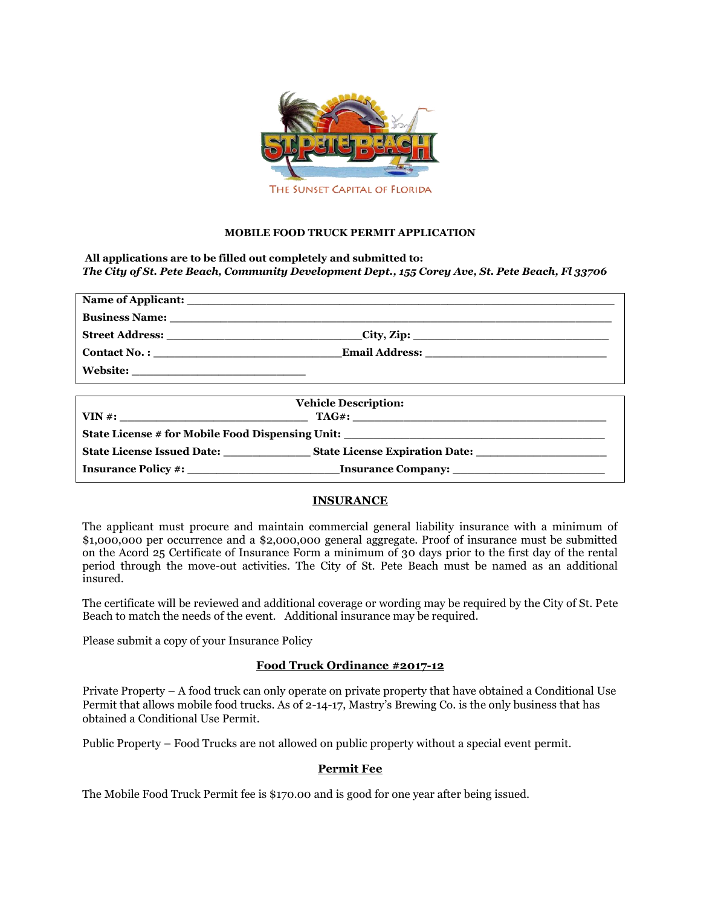THE SUNSET CAPITAL OF FLORIDA

**MOBILE FOOD TRUCK PERMIT APPLICATION**

**All applications are to be filled out completely and submitted to:**
***The City of St. Pete Beach, Community Development Dept., 155 Corey Ave, St. Pete Beach, Fl 33706***

**Name of Applicant:** ___________________________________________________________

**Business Name:** ___________________________________________________________

**Street Address:** ____________________________**City, Zip:** ______________________________

**Contact No. :** ____________________________**Email Address:** ___________________________

**Website:** __________________________

**Vehicle Description:**

**VIN #:** ____________________________ **TAG#:** ______________________________________

**State License # for Mobile Food Dispensing Unit:** _____________________________________

**State License Issued Date:** _____________ **State License Expiration Date:** __________________

**Insurance Policy #:** _______________________**Insurance Company:** ______________________

## INSURANCE

The applicant must procure and maintain commercial general liability insurance with a minimum of $1,000,000 per occurrence and a $2,000,000 general aggregate. Proof of insurance must be submitted on the Acord 25 Certificate of Insurance Form a minimum of 30 days prior to the first day of the rental period through the move-out activities. The City of St. Pete Beach must be named as an additional insured.

The certificate will be reviewed and additional coverage or wording may be required by the City of St. Pete Beach to match the needs of the event. Additional insurance may be required.

Please submit a copy of your Insurance Policy

## Food Truck Ordinance #2017-12

Private Property – A food truck can only operate on private property that have obtained a Conditional Use Permit that allows mobile food trucks. As of 2-14-17, Mastry's Brewing Co. is the only business that has obtained a Conditional Use Permit.

Public Property – Food Trucks are not allowed on public property without a special event permit.

## Permit Fee

The Mobile Food Truck Permit fee is $170.00 and is good for one year after being issued.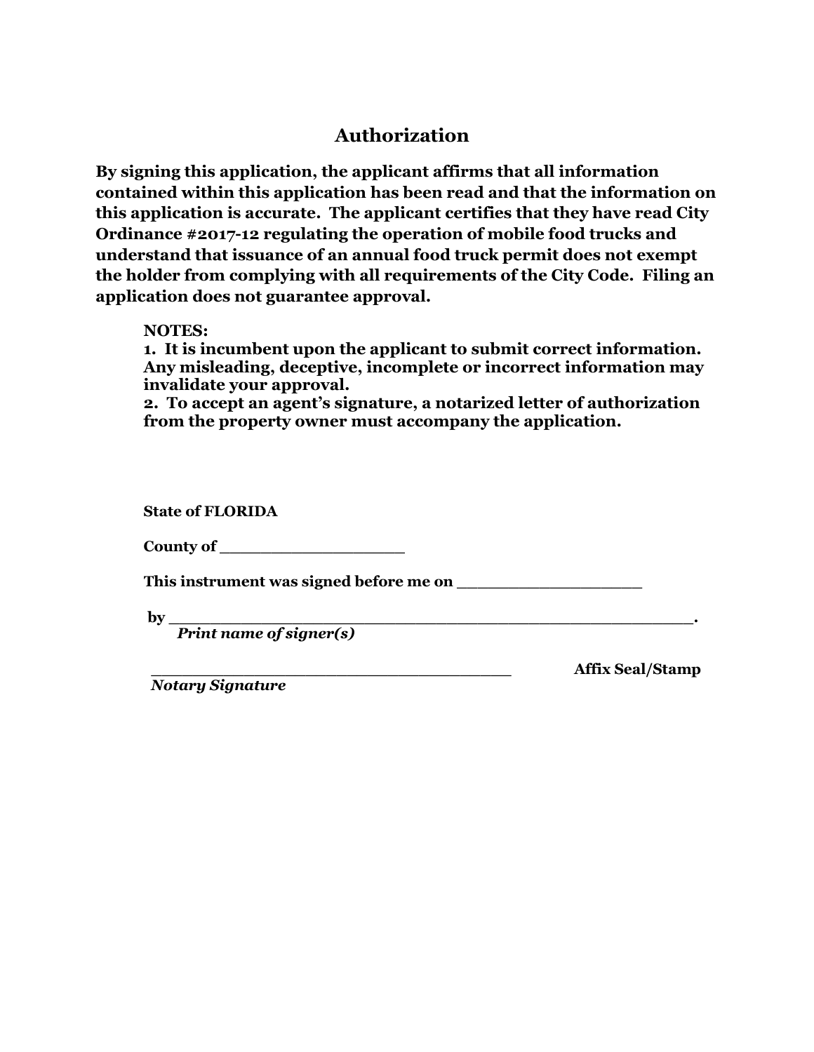## Authorization

**By signing this application, the applicant affirms that all information contained within this application has been read and that the information on this application is accurate. The applicant certifies that they have read City Ordinance #2017-12 regulating the operation of mobile food trucks and understand that issuance of an annual food truck permit does not exempt the holder from complying with all requirements of the City Code. Filing an application does not guarantee approval.**

**NOTES:**
**1. It is incumbent upon the applicant to submit correct information. Any misleading, deceptive, incomplete or incorrect information may invalidate your approval.**
**2. To accept an agent's signature, a notarized letter of authorization from the property owner must accompany the application.**

**State of FLORIDA**

**County of ___________________**

**This instrument was signed before me on ___________________**

**by _____________________________________________________.**
***Print name of signer(s)***

_____________________________________ **Affix Seal/Stamp**
***Notary Signature***